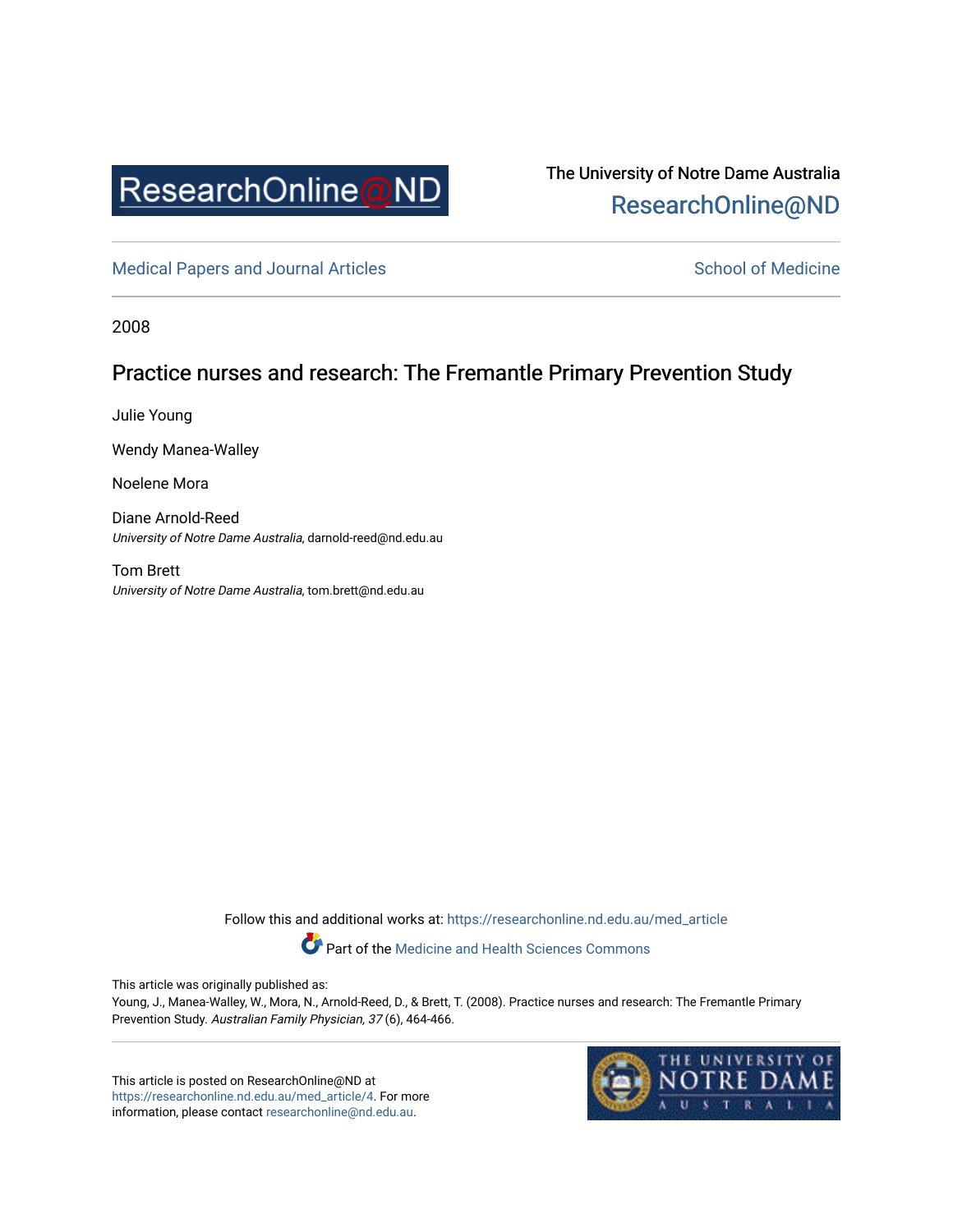The University of Notre Dame Australia
ResearchOnline@ND

Medical Papers and Journal Articles

School of Medicine

2008

# Practice nurses and research: The Fremantle Primary Prevention Study

Julie Young

Wendy Manea-Walley

Noelene Mora

Diane Arnold-Reed
*University of Notre Dame Australia*, darnold-reed@nd.edu.au

Tom Brett
*University of Notre Dame Australia*, tom.brett@nd.edu.au

Follow this and additional works at: https://researchonline.nd.edu.au/med_article

Part of the Medicine and Health Sciences Commons

This article was originally published as:
Young, J., Manea-Walley, W., Mora, N., Arnold-Reed, D., & Brett, T. (2008). Practice nurses and research: The Fremantle Primary Prevention Study. *Australian Family Physician, 37* (6), 464-466.

This article is posted on ResearchOnline@ND at https://researchonline.nd.edu.au/med_article/4. For more information, please contact researchonline@nd.edu.au.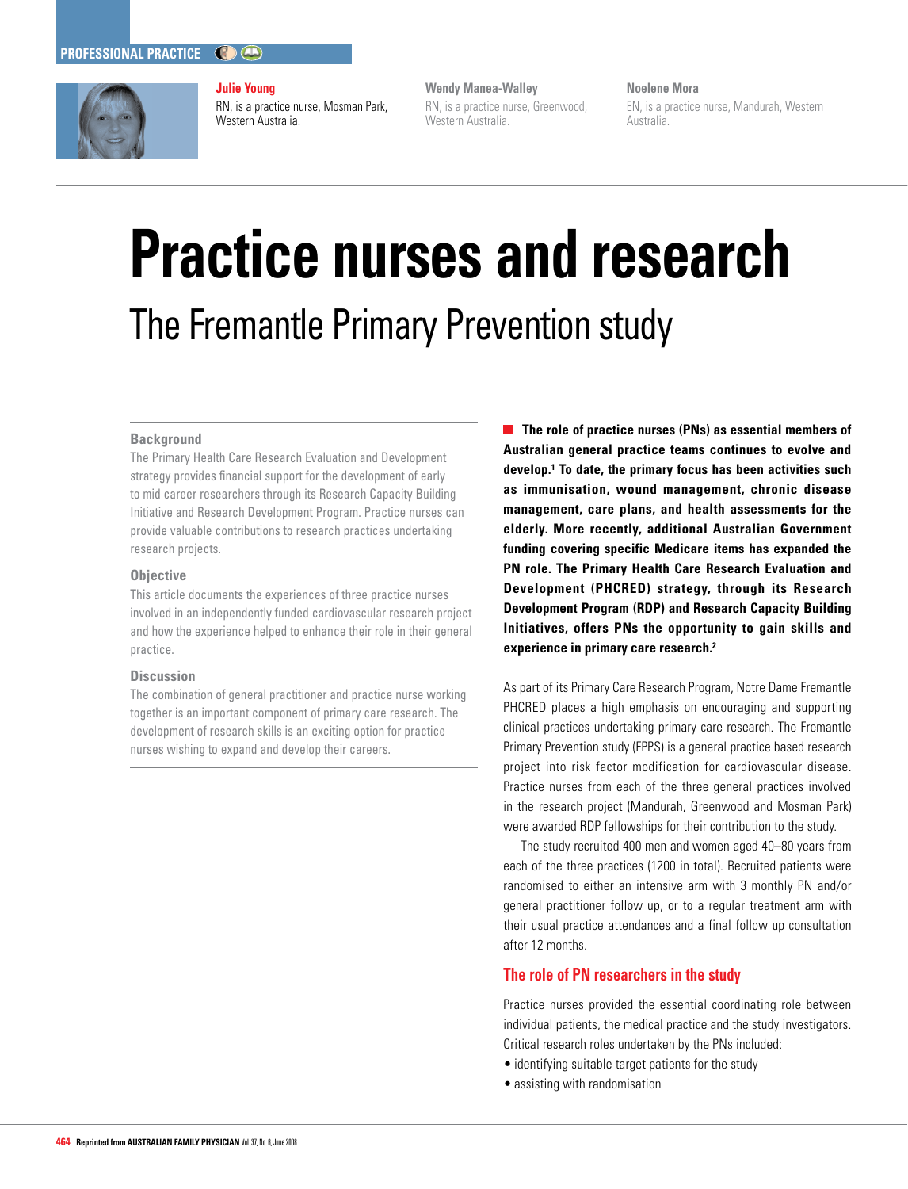PROFESSIONAL PRACTICE

**Julie Young**
RN, is a practice nurse, Mosman Park, Western Australia.

**Wendy Manea-Walley**
RN, is a practice nurse, Greenwood, Western Australia.

**Noelene Mora**
EN, is a practice nurse, Mandurah, Western Australia.

# Practice nurses and research

## The Fremantle Primary Prevention study

### Background

The Primary Health Care Research Evaluation and Development strategy provides financial support for the development of early to mid career researchers through its Research Capacity Building Initiative and Research Development Program. Practice nurses can provide valuable contributions to research practices undertaking research projects.

### Objective

This article documents the experiences of three practice nurses involved in an independently funded cardiovascular research project and how the experience helped to enhance their role in their general practice.

### Discussion

The combination of general practitioner and practice nurse working together is an important component of primary care research. The development of research skills is an exciting option for practice nurses wishing to expand and develop their careers.

**The role of practice nurses (PNs) as essential members of Australian general practice teams continues to evolve and develop.[1] To date, the primary focus has been activities such as immunisation, wound management, chronic disease management, care plans, and health assessments for the elderly. More recently, additional Australian Government funding covering specific Medicare items has expanded the PN role. The Primary Health Care Research Evaluation and Development (PHCRED) strategy, through its Research Development Program (RDP) and Research Capacity Building Initiatives, offers PNs the opportunity to gain skills and experience in primary care research.[2]**

As part of its Primary Care Research Program, Notre Dame Fremantle PHCRED places a high emphasis on encouraging and supporting clinical practices undertaking primary care research. The Fremantle Primary Prevention study (FPPS) is a general practice based research project into risk factor modification for cardiovascular disease. Practice nurses from each of the three general practices involved in the research project (Mandurah, Greenwood and Mosman Park) were awarded RDP fellowships for their contribution to the study.

The study recruited 400 men and women aged 40–80 years from each of the three practices (1200 in total). Recruited patients were randomised to either an intensive arm with 3 monthly PN and/or general practitioner follow up, or to a regular treatment arm with their usual practice attendances and a final follow up consultation after 12 months.

### The role of PN researchers in the study

Practice nurses provided the essential coordinating role between individual patients, the medical practice and the study investigators. Critical research roles undertaken by the PNs included:

- identifying suitable target patients for the study
- assisting with randomisation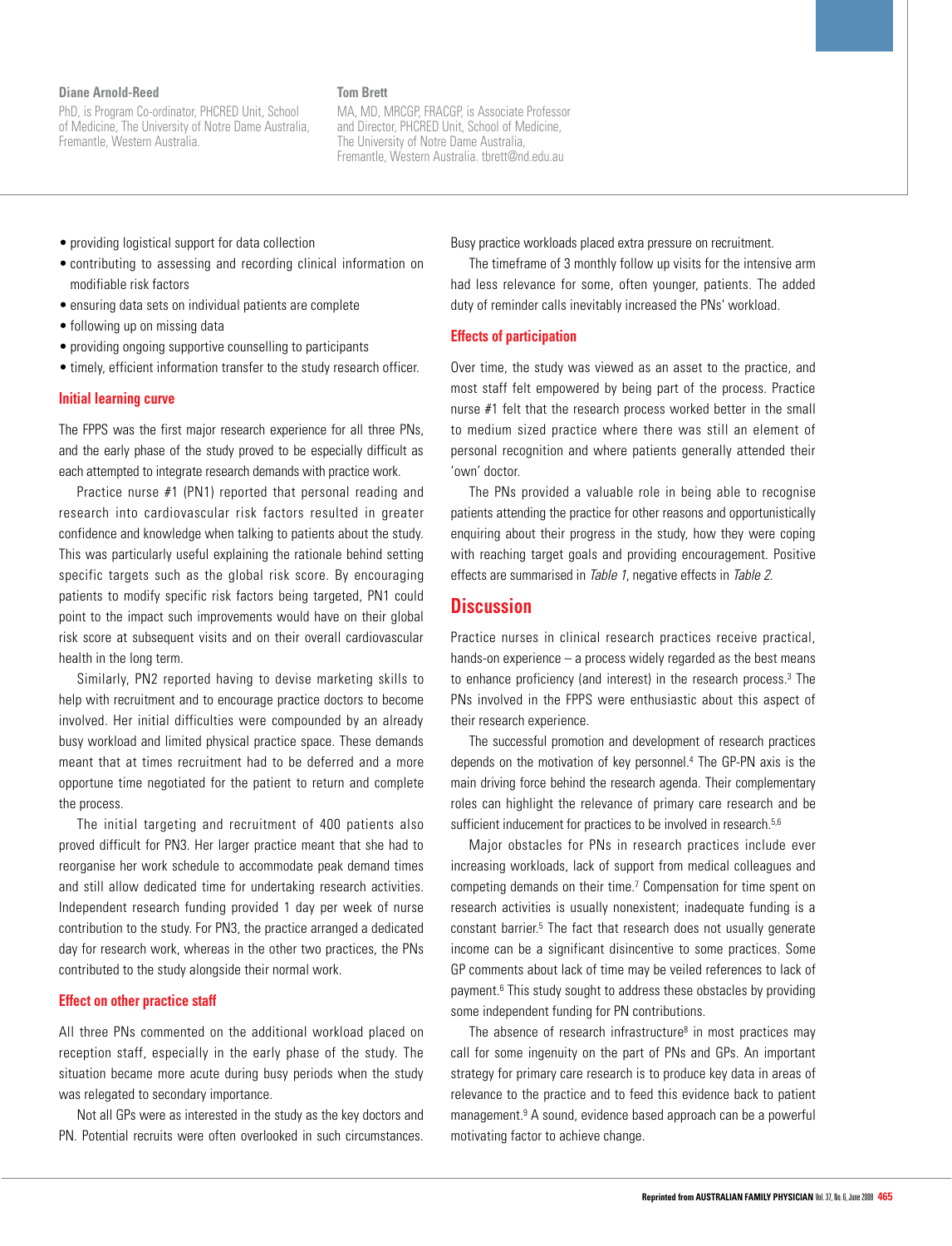**Diane Arnold-Reed**

PhD, is Program Co-ordinator, PHCRED Unit, School of Medicine, The University of Notre Dame Australia, Fremantle, Western Australia.

**Tom Brett**

MA, MD, MRCGP, FRACGP, is Associate Professor and Director, PHCRED Unit, School of Medicine, The University of Notre Dame Australia, Fremantle, Western Australia. tbrett@nd.edu.au

- providing logistical support for data collection
- contributing to assessing and recording clinical information on modifiable risk factors
- ensuring data sets on individual patients are complete
- following up on missing data
- providing ongoing supportive counselling to participants
- timely, efficient information transfer to the study research officer.

### Initial learning curve

The FPPS was the first major research experience for all three PNs, and the early phase of the study proved to be especially difficult as each attempted to integrate research demands with practice work.

Practice nurse #1 (PN1) reported that personal reading and research into cardiovascular risk factors resulted in greater confidence and knowledge when talking to patients about the study. This was particularly useful explaining the rationale behind setting specific targets such as the global risk score. By encouraging patients to modify specific risk factors being targeted, PN1 could point to the impact such improvements would have on their global risk score at subsequent visits and on their overall cardiovascular health in the long term.

Similarly, PN2 reported having to devise marketing skills to help with recruitment and to encourage practice doctors to become involved. Her initial difficulties were compounded by an already busy workload and limited physical practice space. These demands meant that at times recruitment had to be deferred and a more opportune time negotiated for the patient to return and complete the process.

The initial targeting and recruitment of 400 patients also proved difficult for PN3. Her larger practice meant that she had to reorganise her work schedule to accommodate peak demand times and still allow dedicated time for undertaking research activities. Independent research funding provided 1 day per week of nurse contribution to the study. For PN3, the practice arranged a dedicated day for research work, whereas in the other two practices, the PNs contributed to the study alongside their normal work.

### Effect on other practice staff

All three PNs commented on the additional workload placed on reception staff, especially in the early phase of the study. The situation became more acute during busy periods when the study was relegated to secondary importance.

Not all GPs were as interested in the study as the key doctors and PN. Potential recruits were often overlooked in such circumstances. Busy practice workloads placed extra pressure on recruitment.

The timeframe of 3 monthly follow up visits for the intensive arm had less relevance for some, often younger, patients. The added duty of reminder calls inevitably increased the PNs' workload.

### Effects of participation

Over time, the study was viewed as an asset to the practice, and most staff felt empowered by being part of the process. Practice nurse #1 felt that the research process worked better in the small to medium sized practice where there was still an element of personal recognition and where patients generally attended their 'own' doctor.

The PNs provided a valuable role in being able to recognise patients attending the practice for other reasons and opportunistically enquiring about their progress in the study, how they were coping with reaching target goals and providing encouragement. Positive effects are summarised in *Table 1*, negative effects in *Table 2*.

## Discussion

Practice nurses in clinical research practices receive practical, hands-on experience – a process widely regarded as the best means to enhance proficiency (and interest) in the research process.[3] The PNs involved in the FPPS were enthusiastic about this aspect of their research experience.

The successful promotion and development of research practices depends on the motivation of key personnel.[4] The GP-PN axis is the main driving force behind the research agenda. Their complementary roles can highlight the relevance of primary care research and be sufficient inducement for practices to be involved in research.[5,6]

Major obstacles for PNs in research practices include ever increasing workloads, lack of support from medical colleagues and competing demands on their time.[7] Compensation for time spent on research activities is usually nonexistent; inadequate funding is a constant barrier.[5] The fact that research does not usually generate income can be a significant disincentive to some practices. Some GP comments about lack of time may be veiled references to lack of payment.[6] This study sought to address these obstacles by providing some independent funding for PN contributions.

The absence of research infrastructure[8] in most practices may call for some ingenuity on the part of PNs and GPs. An important strategy for primary care research is to produce key data in areas of relevance to the practice and to feed this evidence back to patient management.[9] A sound, evidence based approach can be a powerful motivating factor to achieve change.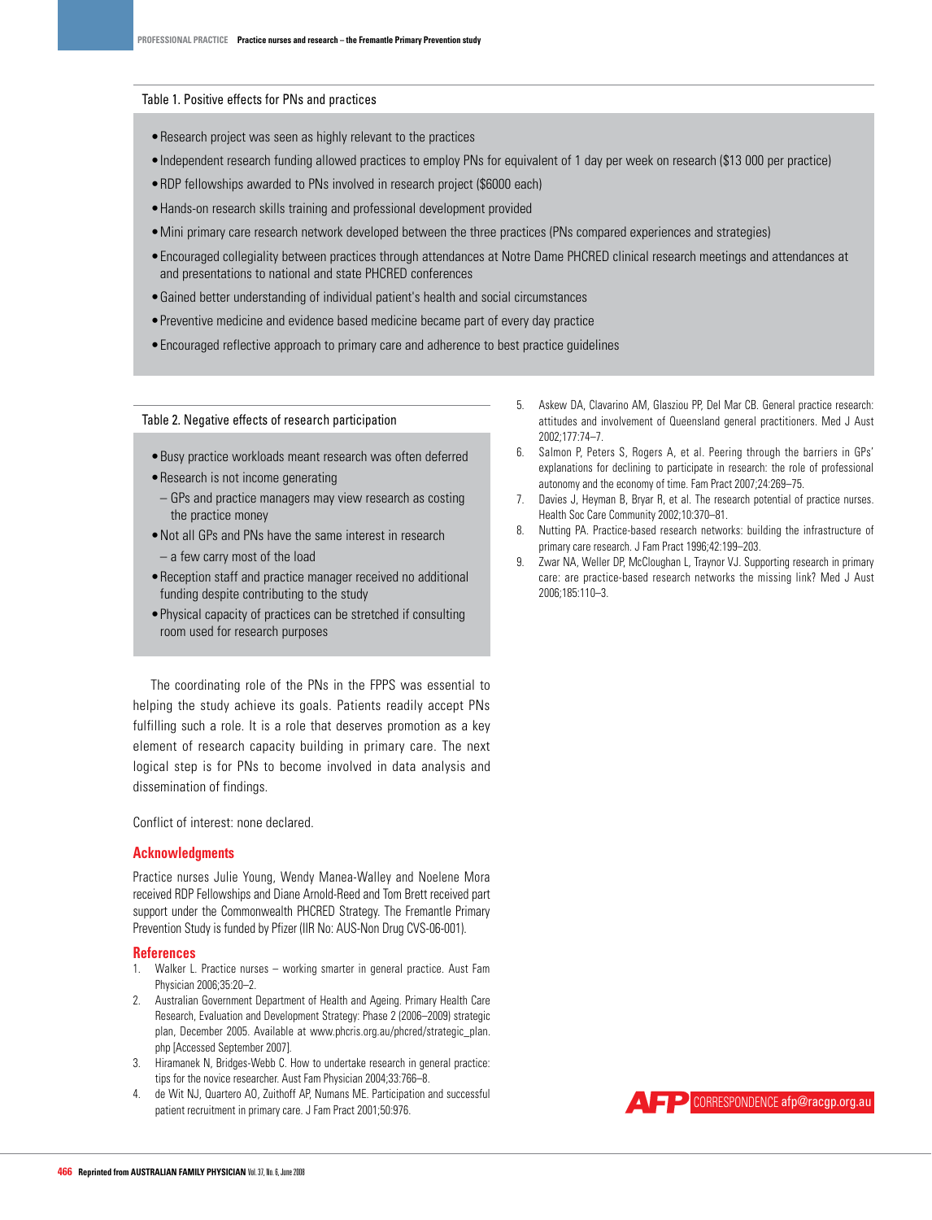Table 1. Positive effects for PNs and practices

- Research project was seen as highly relevant to the practices
- Independent research funding allowed practices to employ PNs for equivalent of 1 day per week on research ($13 000 per practice)
- RDP fellowships awarded to PNs involved in research project ($6000 each)
- Hands-on research skills training and professional development provided
- Mini primary care research network developed between the three practices (PNs compared experiences and strategies)
- Encouraged collegiality between practices through attendances at Notre Dame PHCRED clinical research meetings and attendances at and presentations to national and state PHCRED conferences
- Gained better understanding of individual patient's health and social circumstances
- Preventive medicine and evidence based medicine became part of every day practice
- Encouraged reflective approach to primary care and adherence to best practice guidelines

Table 2. Negative effects of research participation

- Busy practice workloads meant research was often deferred
- Research is not income generating
  - GPs and practice managers may view research as costing the practice money
- Not all GPs and PNs have the same interest in research
  - a few carry most of the load
- Reception staff and practice manager received no additional funding despite contributing to the study
- Physical capacity of practices can be stretched if consulting room used for research purposes

The coordinating role of the PNs in the FPPS was essential to helping the study achieve its goals. Patients readily accept PNs fulfilling such a role. It is a role that deserves promotion as a key element of research capacity building in primary care. The next logical step is for PNs to become involved in data analysis and dissemination of findings.

Conflict of interest: none declared.

## Acknowledgments

Practice nurses Julie Young, Wendy Manea-Walley and Noelene Mora received RDP Fellowships and Diane Arnold-Reed and Tom Brett received part support under the Commonwealth PHCRED Strategy. The Fremantle Primary Prevention Study is funded by Pfizer (IIR No: AUS-Non Drug CVS-06-001).

## References

1. Walker L. Practice nurses – working smarter in general practice. Aust Fam Physician 2006;35:20–2.
2. Australian Government Department of Health and Ageing. Primary Health Care Research, Evaluation and Development Strategy: Phase 2 (2006–2009) strategic plan, December 2005. Available at www.phcris.org.au/phcred/strategic_plan.php [Accessed September 2007].
3. Hiramanek N, Bridges-Webb C. How to undertake research in general practice: tips for the novice researcher. Aust Fam Physician 2004;33:766–8.
4. de Wit NJ, Quartero AO, Zuithoff AP, Numans ME. Participation and successful patient recruitment in primary care. J Fam Pract 2001;50:976.
5. Askew DA, Clavarino AM, Glasziou PP, Del Mar CB. General practice research: attitudes and involvement of Queensland general practitioners. Med J Aust 2002;177:74–7.
6. Salmon P, Peters S, Rogers A, et al. Peering through the barriers in GPs' explanations for declining to participate in research: the role of professional autonomy and the economy of time. Fam Pract 2007;24:269–75.
7. Davies J, Heyman B, Bryar R, et al. The research potential of practice nurses. Health Soc Care Community 2002;10:370–81.
8. Nutting PA. Practice-based research networks: building the infrastructure of primary care research. J Fam Pract 1996;42:199–203.
9. Zwar NA, Weller DP, McCloughan L, Traynor VJ. Supporting research in primary care: are practice-based research networks the missing link? Med J Aust 2006;185:110–3.

AFP CORRESPONDENCE afp@racgp.org.au